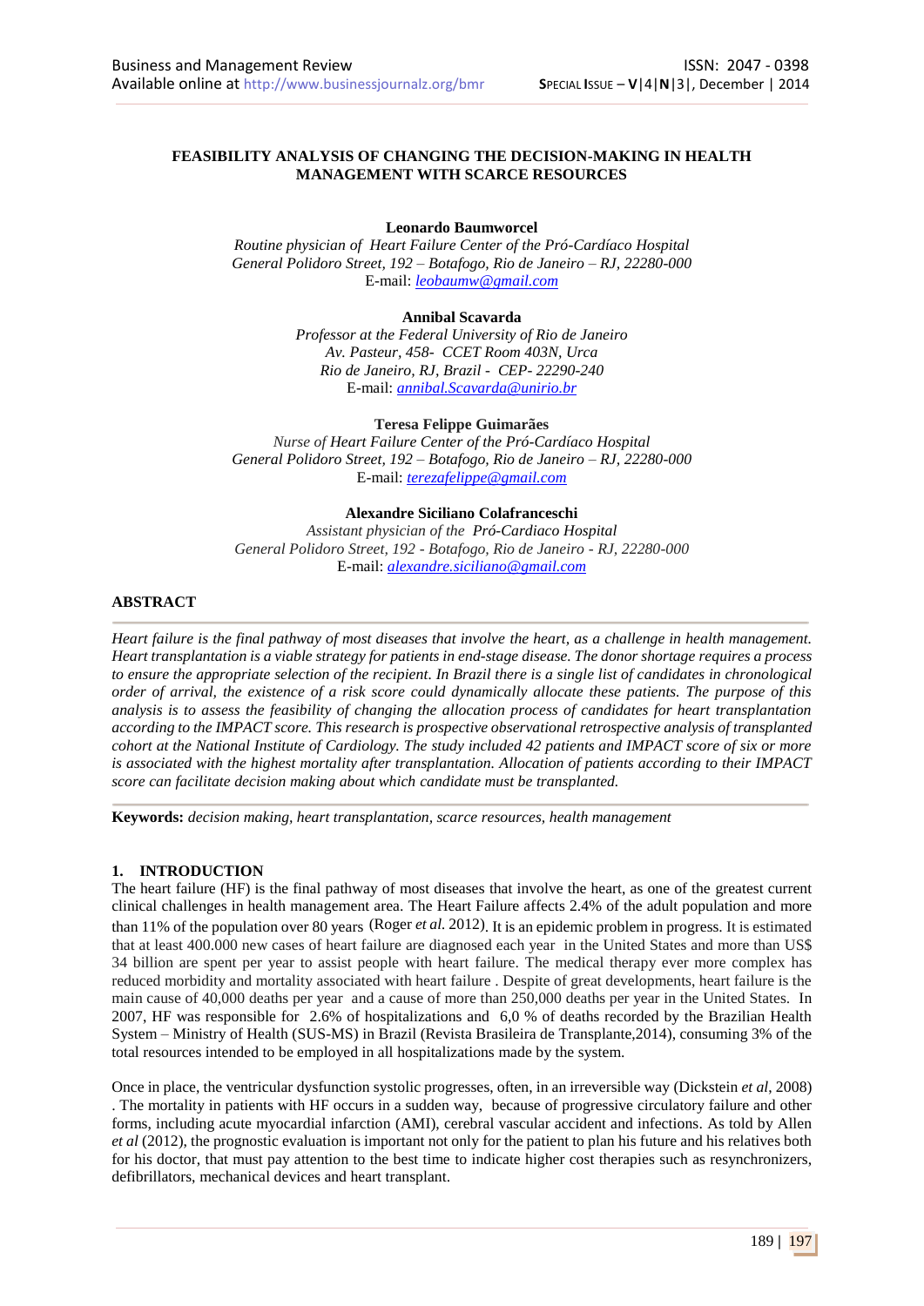# FEASIBILITY ANALYSIS OF CHANGING THE DECISION-MAKING IN HEALTH MANAGEMENT WITH SCARCE RESOURCES

**Leonardo Baumworcel**
*Routine physician of Heart Failure Center of the Pró-Cardíaco Hospital*
*General Polidoro Street, 192 – Botafogo, Rio de Janeiro – RJ, 22280-000*
E-mail: leobaumw@gmail.com

**Annibal Scavarda**
*Professor at the Federal University of Rio de Janeiro*
*Av. Pasteur, 458- CCET Room 403N, Urca*
*Rio de Janeiro, RJ, Brazil - CEP- 22290-240*
E-mail: annibal.Scavarda@unirio.br

**Teresa Felippe Guimarães**
*Nurse of Heart Failure Center of the Pró-Cardíaco Hospital*
*General Polidoro Street, 192 – Botafogo, Rio de Janeiro – RJ, 22280-000*
E-mail: terezafelippe@gmail.com

**Alexandre Siciliano Colafranceschi**
*Assistant physician of the Pró-Cardiaco Hospital*
*General Polidoro Street, 192 - Botafogo, Rio de Janeiro - RJ, 22280-000*
E-mail: alexandre.siciliano@gmail.com

## ABSTRACT

*Heart failure is the final pathway of most diseases that involve the heart, as a challenge in health management. Heart transplantation is a viable strategy for patients in end-stage disease. The donor shortage requires a process to ensure the appropriate selection of the recipient. In Brazil there is a single list of candidates in chronological order of arrival, the existence of a risk score could dynamically allocate these patients. The purpose of this analysis is to assess the feasibility of changing the allocation process of candidates for heart transplantation according to the IMPACT score. This research is prospective observational retrospective analysis of transplanted cohort at the National Institute of Cardiology. The study included 42 patients and IMPACT score of six or more is associated with the highest mortality after transplantation. Allocation of patients according to their IMPACT score can facilitate decision making about which candidate must be transplanted.*

**Keywords:** *decision making, heart transplantation, scarce resources, health management*

## 1. INTRODUCTION

The heart failure (HF) is the final pathway of most diseases that involve the heart, as one of the greatest current clinical challenges in health management area. The Heart Failure affects 2.4% of the adult population and more than 11% of the population over 80 years (Roger *et al.* 2012). It is an epidemic problem in progress. It is estimated that at least 400.000 new cases of heart failure are diagnosed each year in the United States and more than US$ 34 billion are spent per year to assist people with heart failure. The medical therapy ever more complex has reduced morbidity and mortality associated with heart failure . Despite of great developments, heart failure is the main cause of 40,000 deaths per year and a cause of more than 250,000 deaths per year in the United States. In 2007, HF was responsible for 2.6% of hospitalizations and 6,0 % of deaths recorded by the Brazilian Health System – Ministry of Health (SUS-MS) in Brazil (Revista Brasileira de Transplante,2014), consuming 3% of the total resources intended to be employed in all hospitalizations made by the system.

Once in place, the ventricular dysfunction systolic progresses, often, in an irreversible way (Dickstein *et al*, 2008) . The mortality in patients with HF occurs in a sudden way, because of progressive circulatory failure and other forms, including acute myocardial infarction (AMI), cerebral vascular accident and infections. As told by Allen *et al* (2012), the prognostic evaluation is important not only for the patient to plan his future and his relatives both for his doctor, that must pay attention to the best time to indicate higher cost therapies such as resynchronizers, defibrillators, mechanical devices and heart transplant.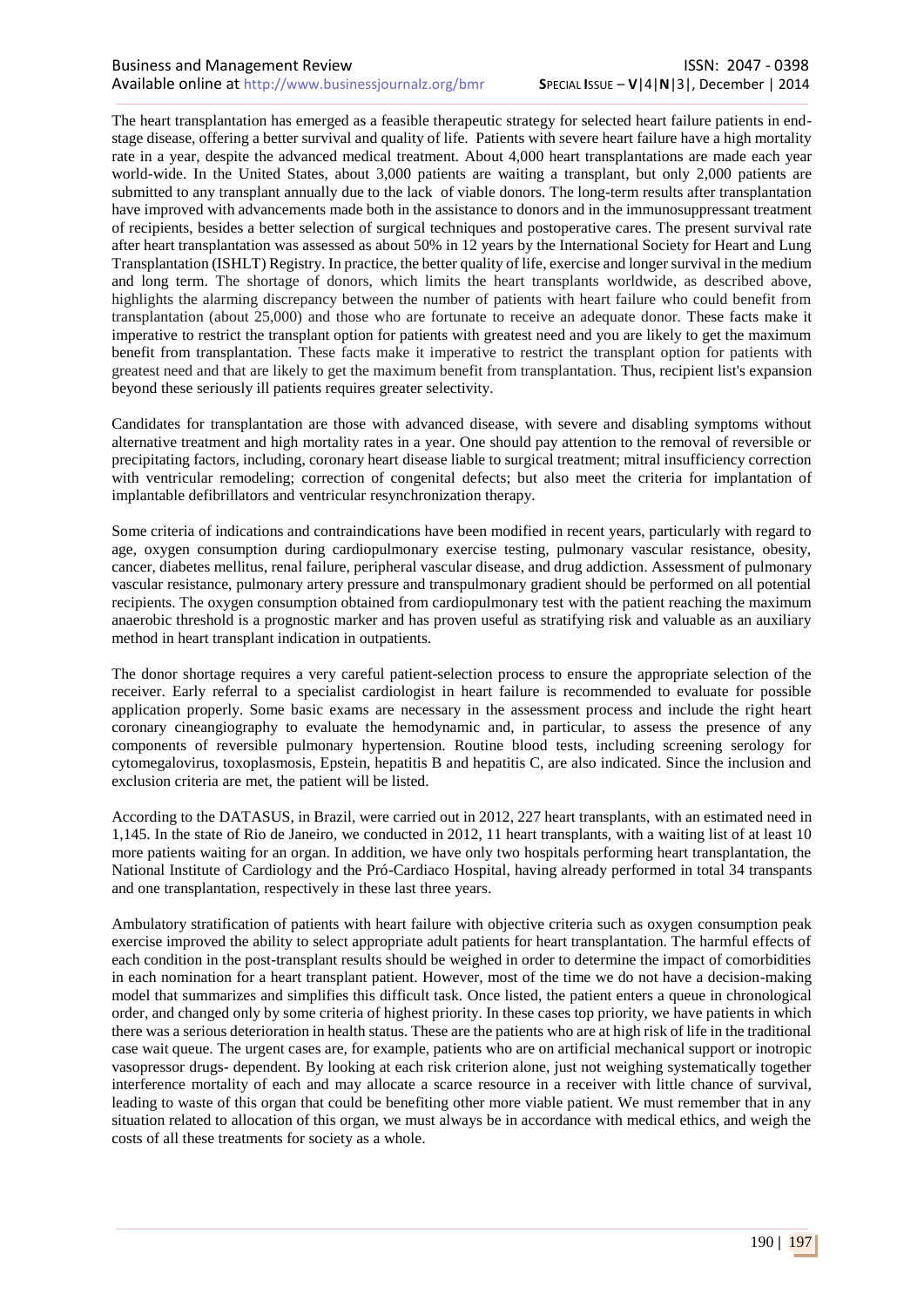The heart transplantation has emerged as a feasible therapeutic strategy for selected heart failure patients in end-stage disease, offering a better survival and quality of life. Patients with severe heart failure have a high mortality rate in a year, despite the advanced medical treatment. About 4,000 heart transplantations are made each year world-wide. In the United States, about 3,000 patients are waiting a transplant, but only 2,000 patients are submitted to any transplant annually due to the lack of viable donors. The long-term results after transplantation have improved with advancements made both in the assistance to donors and in the immunosuppressant treatment of recipients, besides a better selection of surgical techniques and postoperative cares. The present survival rate after heart transplantation was assessed as about 50% in 12 years by the International Society for Heart and Lung Transplantation (ISHLT) Registry. In practice, the better quality of life, exercise and longer survival in the medium and long term. The shortage of donors, which limits the heart transplants worldwide, as described above, highlights the alarming discrepancy between the number of patients with heart failure who could benefit from transplantation (about 25,000) and those who are fortunate to receive an adequate donor. These facts make it imperative to restrict the transplant option for patients with greatest need and you are likely to get the maximum benefit from transplantation. These facts make it imperative to restrict the transplant option for patients with greatest need and that are likely to get the maximum benefit from transplantation. Thus, recipient list's expansion beyond these seriously ill patients requires greater selectivity.

Candidates for transplantation are those with advanced disease, with severe and disabling symptoms without alternative treatment and high mortality rates in a year. One should pay attention to the removal of reversible or precipitating factors, including, coronary heart disease liable to surgical treatment; mitral insufficiency correction with ventricular remodeling; correction of congenital defects; but also meet the criteria for implantation of implantable defibrillators and ventricular resynchronization therapy.

Some criteria of indications and contraindications have been modified in recent years, particularly with regard to age, oxygen consumption during cardiopulmonary exercise testing, pulmonary vascular resistance, obesity, cancer, diabetes mellitus, renal failure, peripheral vascular disease, and drug addiction. Assessment of pulmonary vascular resistance, pulmonary artery pressure and transpulmonary gradient should be performed on all potential recipients. The oxygen consumption obtained from cardiopulmonary test with the patient reaching the maximum anaerobic threshold is a prognostic marker and has proven useful as stratifying risk and valuable as an auxiliary method in heart transplant indication in outpatients.

The donor shortage requires a very careful patient-selection process to ensure the appropriate selection of the receiver. Early referral to a specialist cardiologist in heart failure is recommended to evaluate for possible application properly. Some basic exams are necessary in the assessment process and include the right heart coronary cineangiography to evaluate the hemodynamic and, in particular, to assess the presence of any components of reversible pulmonary hypertension. Routine blood tests, including screening serology for cytomegalovirus, toxoplasmosis, Epstein, hepatitis B and hepatitis C, are also indicated. Since the inclusion and exclusion criteria are met, the patient will be listed.

According to the DATASUS, in Brazil, were carried out in 2012, 227 heart transplants, with an estimated need in 1,145. In the state of Rio de Janeiro, we conducted in 2012, 11 heart transplants, with a waiting list of at least 10 more patients waiting for an organ. In addition, we have only two hospitals performing heart transplantation, the National Institute of Cardiology and the Pró-Cardiaco Hospital, having already performed in total 34 transpants and one transplantation, respectively in these last three years.

Ambulatory stratification of patients with heart failure with objective criteria such as oxygen consumption peak exercise improved the ability to select appropriate adult patients for heart transplantation. The harmful effects of each condition in the post-transplant results should be weighed in order to determine the impact of comorbidities in each nomination for a heart transplant patient. However, most of the time we do not have a decision-making model that summarizes and simplifies this difficult task. Once listed, the patient enters a queue in chronological order, and changed only by some criteria of highest priority. In these cases top priority, we have patients in which there was a serious deterioration in health status. These are the patients who are at high risk of life in the traditional case wait queue. The urgent cases are, for example, patients who are on artificial mechanical support or inotropic vasopressor drugs- dependent. By looking at each risk criterion alone, just not weighing systematically together interference mortality of each and may allocate a scarce resource in a receiver with little chance of survival, leading to waste of this organ that could be benefiting other more viable patient. We must remember that in any situation related to allocation of this organ, we must always be in accordance with medical ethics, and weigh the costs of all these treatments for society as a whole.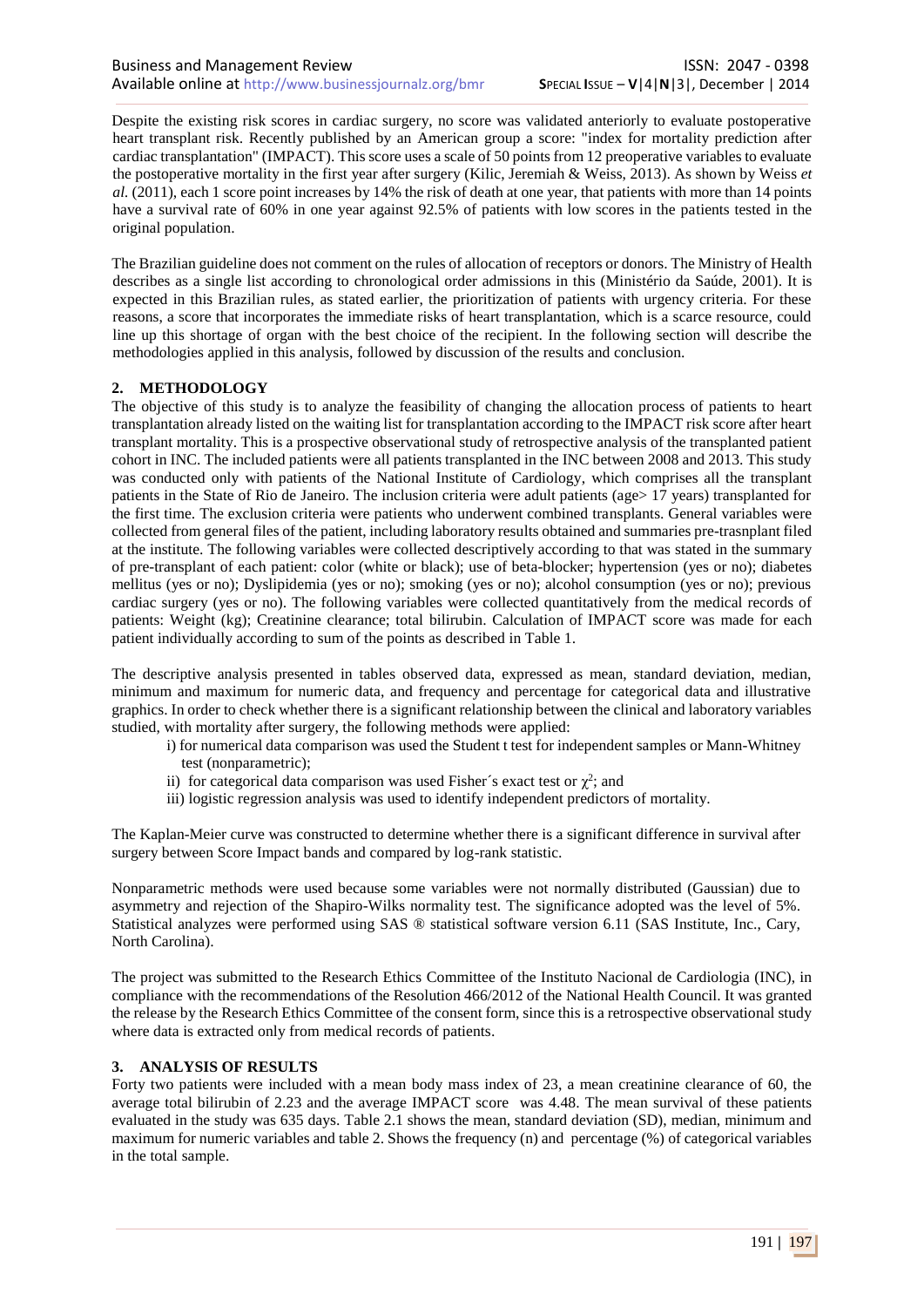Despite the existing risk scores in cardiac surgery, no score was validated anteriorly to evaluate postoperative heart transplant risk. Recently published by an American group a score: "index for mortality prediction after cardiac transplantation" (IMPACT). This score uses a scale of 50 points from 12 preoperative variables to evaluate the postoperative mortality in the first year after surgery (Kilic, Jeremiah & Weiss, 2013). As shown by Weiss *et al.* (2011), each 1 score point increases by 14% the risk of death at one year, that patients with more than 14 points have a survival rate of 60% in one year against 92.5% of patients with low scores in the patients tested in the original population.

The Brazilian guideline does not comment on the rules of allocation of receptors or donors. The Ministry of Health describes as a single list according to chronological order admissions in this (Ministério da Saúde, 2001). It is expected in this Brazilian rules, as stated earlier, the prioritization of patients with urgency criteria. For these reasons, a score that incorporates the immediate risks of heart transplantation, which is a scarce resource, could line up this shortage of organ with the best choice of the recipient. In the following section will describe the methodologies applied in this analysis, followed by discussion of the results and conclusion.

## 2. METHODOLOGY

The objective of this study is to analyze the feasibility of changing the allocation process of patients to heart transplantation already listed on the waiting list for transplantation according to the IMPACT risk score after heart transplant mortality. This is a prospective observational study of retrospective analysis of the transplanted patient cohort in INC. The included patients were all patients transplanted in the INC between 2008 and 2013. This study was conducted only with patients of the National Institute of Cardiology, which comprises all the transplant patients in the State of Rio de Janeiro. The inclusion criteria were adult patients (age> 17 years) transplanted for the first time. The exclusion criteria were patients who underwent combined transplants. General variables were collected from general files of the patient, including laboratory results obtained and summaries pre-trasnplant filed at the institute. The following variables were collected descriptively according to that was stated in the summary of pre-transplant of each patient: color (white or black); use of beta-blocker; hypertension (yes or no); diabetes mellitus (yes or no); Dyslipidemia (yes or no); smoking (yes or no); alcohol consumption (yes or no); previous cardiac surgery (yes or no). The following variables were collected quantitatively from the medical records of patients: Weight (kg); Creatinine clearance; total bilirubin. Calculation of IMPACT score was made for each patient individually according to sum of the points as described in Table 1.

The descriptive analysis presented in tables observed data, expressed as mean, standard deviation, median, minimum and maximum for numeric data, and frequency and percentage for categorical data and illustrative graphics. In order to check whether there is a significant relationship between the clinical and laboratory variables studied, with mortality after surgery, the following methods were applied:

i) for numerical data comparison was used the Student t test for independent samples or Mann-Whitney test (nonparametric);
ii) for categorical data comparison was used Fisher´s exact test or $\chi^2$; and
iii) logistic regression analysis was used to identify independent predictors of mortality.

The Kaplan-Meier curve was constructed to determine whether there is a significant difference in survival after surgery between Score Impact bands and compared by log-rank statistic.

Nonparametric methods were used because some variables were not normally distributed (Gaussian) due to asymmetry and rejection of the Shapiro-Wilks normality test. The significance adopted was the level of 5%. Statistical analyzes were performed using SAS ® statistical software version 6.11 (SAS Institute, Inc., Cary, North Carolina).

The project was submitted to the Research Ethics Committee of the Instituto Nacional de Cardiologia (INC), in compliance with the recommendations of the Resolution 466/2012 of the National Health Council. It was granted the release by the Research Ethics Committee of the consent form, since this is a retrospective observational study where data is extracted only from medical records of patients.

## 3. ANALYSIS OF RESULTS

Forty two patients were included with a mean body mass index of 23, a mean creatinine clearance of 60, the average total bilirubin of 2.23 and the average IMPACT score was 4.48. The mean survival of these patients evaluated in the study was 635 days. Table 2.1 shows the mean, standard deviation (SD), median, minimum and maximum for numeric variables and table 2. Shows the frequency (n) and percentage (%) of categorical variables in the total sample.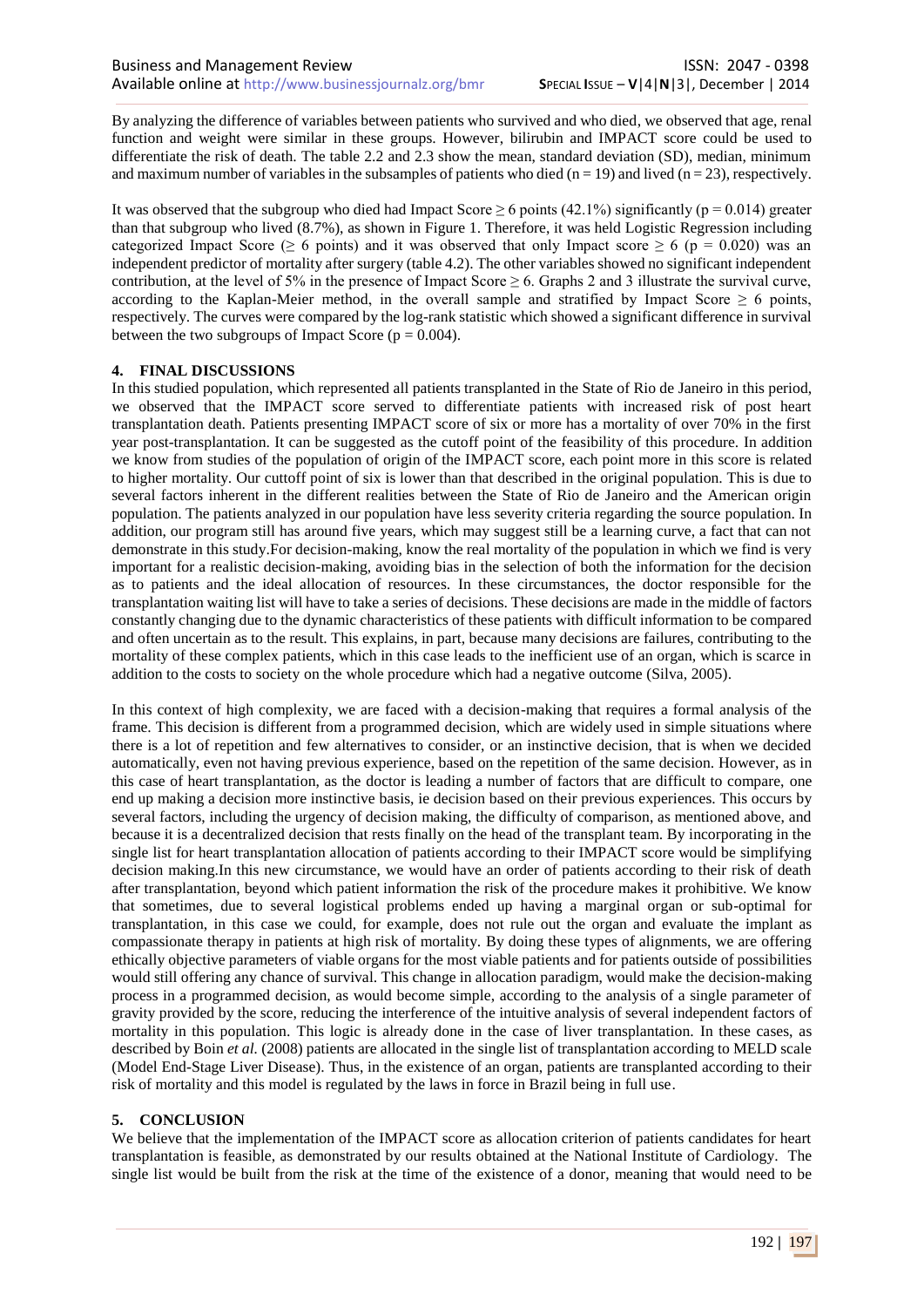By analyzing the difference of variables between patients who survived and who died, we observed that age, renal function and weight were similar in these groups. However, bilirubin and IMPACT score could be used to differentiate the risk of death. The table 2.2 and 2.3 show the mean, standard deviation (SD), median, minimum and maximum number of variables in the subsamples of patients who died ($n = 19$) and lived ($n = 23$), respectively.

It was observed that the subgroup who died had Impact Score ≥ 6 points (42.1%) significantly ($p = 0.014$) greater than that subgroup who lived (8.7%), as shown in Figure 1. Therefore, it was held Logistic Regression including categorized Impact Score (≥ 6 points) and it was observed that only Impact score ≥ 6 ($p = 0.020$) was an independent predictor of mortality after surgery (table 4.2). The other variables showed no significant independent contribution, at the level of 5% in the presence of Impact Score ≥ 6. Graphs 2 and 3 illustrate the survival curve, according to the Kaplan-Meier method, in the overall sample and stratified by Impact Score ≥ 6 points, respectively. The curves were compared by the log-rank statistic which showed a significant difference in survival between the two subgroups of Impact Score ($p = 0.004$).

## 4. FINAL DISCUSSIONS

In this studied population, which represented all patients transplanted in the State of Rio de Janeiro in this period, we observed that the IMPACT score served to differentiate patients with increased risk of post heart transplantation death. Patients presenting IMPACT score of six or more has a mortality of over 70% in the first year post-transplantation. It can be suggested as the cutoff point of the feasibility of this procedure. In addition we know from studies of the population of origin of the IMPACT score, each point more in this score is related to higher mortality. Our cuttoff point of six is lower than that described in the original population. This is due to several factors inherent in the different realities between the State of Rio de Janeiro and the American origin population. The patients analyzed in our population have less severity criteria regarding the source population. In addition, our program still has around five years, which may suggest still be a learning curve, a fact that can not demonstrate in this study.For decision-making, know the real mortality of the population in which we find is very important for a realistic decision-making, avoiding bias in the selection of both the information for the decision as to patients and the ideal allocation of resources. In these circumstances, the doctor responsible for the transplantation waiting list will have to take a series of decisions. These decisions are made in the middle of factors constantly changing due to the dynamic characteristics of these patients with difficult information to be compared and often uncertain as to the result. This explains, in part, because many decisions are failures, contributing to the mortality of these complex patients, which in this case leads to the inefficient use of an organ, which is scarce in addition to the costs to society on the whole procedure which had a negative outcome (Silva, 2005).

In this context of high complexity, we are faced with a decision-making that requires a formal analysis of the frame. This decision is different from a programmed decision, which are widely used in simple situations where there is a lot of repetition and few alternatives to consider, or an instinctive decision, that is when we decided automatically, even not having previous experience, based on the repetition of the same decision. However, as in this case of heart transplantation, as the doctor is leading a number of factors that are difficult to compare, one end up making a decision more instinctive basis, ie decision based on their previous experiences. This occurs by several factors, including the urgency of decision making, the difficulty of comparison, as mentioned above, and because it is a decentralized decision that rests finally on the head of the transplant team. By incorporating in the single list for heart transplantation allocation of patients according to their IMPACT score would be simplifying decision making.In this new circumstance, we would have an order of patients according to their risk of death after transplantation, beyond which patient information the risk of the procedure makes it prohibitive. We know that sometimes, due to several logistical problems ended up having a marginal organ or sub-optimal for transplantation, in this case we could, for example, does not rule out the organ and evaluate the implant as compassionate therapy in patients at high risk of mortality. By doing these types of alignments, we are offering ethically objective parameters of viable organs for the most viable patients and for patients outside of possibilities would still offering any chance of survival. This change in allocation paradigm, would make the decision-making process in a programmed decision, as would become simple, according to the analysis of a single parameter of gravity provided by the score, reducing the interference of the intuitive analysis of several independent factors of mortality in this population. This logic is already done in the case of liver transplantation. In these cases, as described by Boin *et al.* (2008) patients are allocated in the single list of transplantation according to MELD scale (Model End-Stage Liver Disease). Thus, in the existence of an organ, patients are transplanted according to their risk of mortality and this model is regulated by the laws in force in Brazil being in full use.

## 5. CONCLUSION

We believe that the implementation of the IMPACT score as allocation criterion of patients candidates for heart transplantation is feasible, as demonstrated by our results obtained at the National Institute of Cardiology. The single list would be built from the risk at the time of the existence of a donor, meaning that would need to be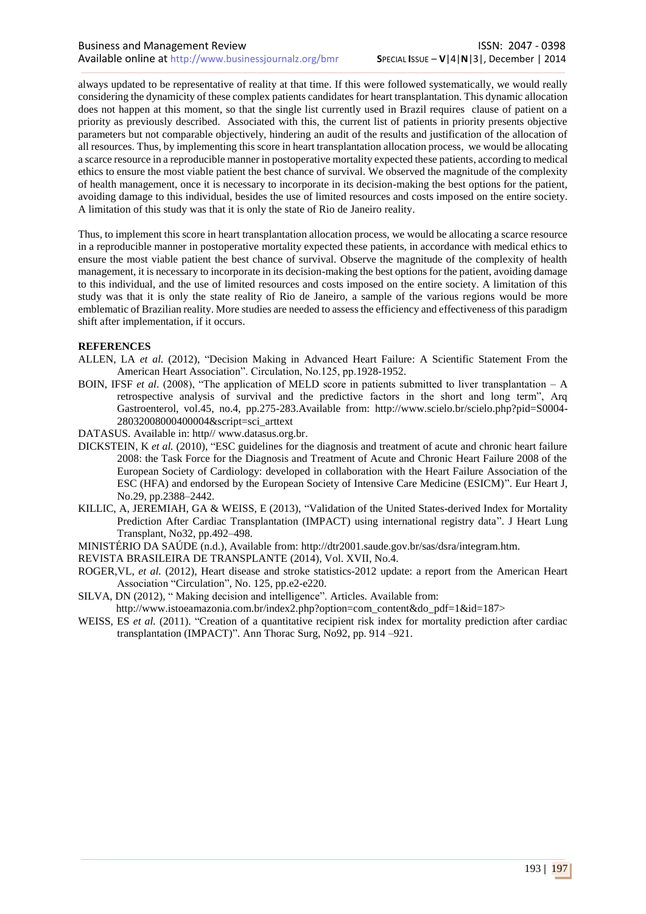always updated to be representative of reality at that time. If this were followed systematically, we would really considering the dynamicity of these complex patients candidates for heart transplantation. This dynamic allocation does not happen at this moment, so that the single list currently used in Brazil requires clause of patient on a priority as previously described. Associated with this, the current list of patients in priority presents objective parameters but not comparable objectively, hindering an audit of the results and justification of the allocation of all resources. Thus, by implementing this score in heart transplantation allocation process, we would be allocating a scarce resource in a reproducible manner in postoperative mortality expected these patients, according to medical ethics to ensure the most viable patient the best chance of survival. We observed the magnitude of the complexity of health management, once it is necessary to incorporate in its decision-making the best options for the patient, avoiding damage to this individual, besides the use of limited resources and costs imposed on the entire society. A limitation of this study was that it is only the state of Rio de Janeiro reality.

Thus, to implement this score in heart transplantation allocation process, we would be allocating a scarce resource in a reproducible manner in postoperative mortality expected these patients, in accordance with medical ethics to ensure the most viable patient the best chance of survival. Observe the magnitude of the complexity of health management, it is necessary to incorporate in its decision-making the best options for the patient, avoiding damage to this individual, and the use of limited resources and costs imposed on the entire society. A limitation of this study was that it is only the state reality of Rio de Janeiro, a sample of the various regions would be more emblematic of Brazilian reality. More studies are needed to assess the efficiency and effectiveness of this paradigm shift after implementation, if it occurs.

## REFERENCES

ALLEN, LA *et al.* (2012), "Decision Making in Advanced Heart Failure: A Scientific Statement From the American Heart Association". Circulation, No.125, pp.1928-1952.

BOIN, IFSF *et al*. (2008), "The application of MELD score in patients submitted to liver transplantation – A retrospective analysis of survival and the predictive factors in the short and long term", Arq Gastroenterol, vol.45, no.4, pp.275-283.Available from: http://www.scielo.br/scielo.php?pid=S0004-28032008000400004&script=sci_arttext

DATASUS. Available in: http// www.datasus.org.br.

DICKSTEIN, K *et al.* (2010), "ESC guidelines for the diagnosis and treatment of acute and chronic heart failure 2008: the Task Force for the Diagnosis and Treatment of Acute and Chronic Heart Failure 2008 of the European Society of Cardiology: developed in collaboration with the Heart Failure Association of the ESC (HFA) and endorsed by the European Society of Intensive Care Medicine (ESICM)". Eur Heart J, No.29, pp.2388–2442.

KILLIC, A, JEREMIAH, GA & WEISS, E (2013), "Validation of the United States-derived Index for Mortality Prediction After Cardiac Transplantation (IMPACT) using international registry data". J Heart Lung Transplant, No32, pp.492–498.

MINISTÉRIO DA SAÚDE (n.d.), Available from: http://dtr2001.saude.gov.br/sas/dsra/integram.htm.

REVISTA BRASILEIRA DE TRANSPLANTE (2014), Vol. XVII, No.4.

ROGER,VL, *et al.* (2012), Heart disease and stroke statistics-2012 update: a report from the American Heart Association "Circulation", No. 125, pp.e2-e220.

SILVA, DN (2012), " Making decision and intelligence". Articles. Available from: http://www.istoeamazonia.com.br/index2.php?option=com_content&do_pdf=1&id=187>

WEISS, ES *et al.* (2011). "Creation of a quantitative recipient risk index for mortality prediction after cardiac transplantation (IMPACT)". Ann Thorac Surg, No92, pp. 914 –921.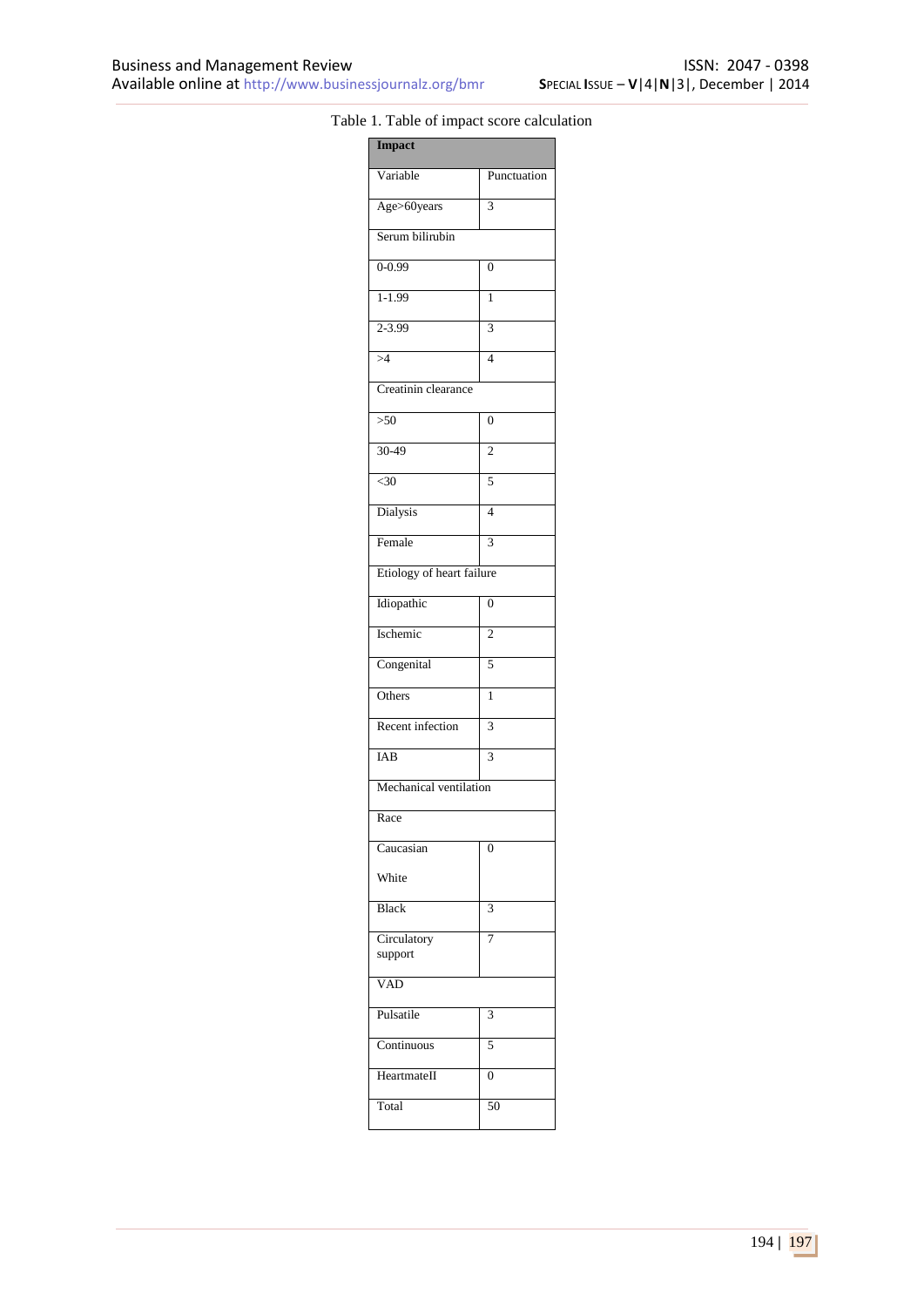Table 1. Table of impact score calculation

| Impact | |
|---|---|
| Variable | Punctuation |
| Age>60years | 3 |
| Serum bilirubin | |
| 0-0.99 | 0 |
| 1-1.99 | 1 |
| 2-3.99 | 3 |
| >4 | 4 |
| Creatinin clearance | |
| >50 | 0 |
| 30-49 | 2 |
| <30 | 5 |
| Dialysis | 4 |
| Female | 3 |
| Etiology of heart failure | |
| Idiopathic | 0 |
| Ischemic | 2 |
| Congenital | 5 |
| Others | 1 |
| Recent infection | 3 |
| IAB | 3 |
| Mechanical ventilation | |
| Race | |
| Caucasian White | 0 |
| Black | 3 |
| Circulatory support | 7 |
| VAD | |
| Pulsatile | 3 |
| Continuous | 5 |
| HeartmateII | 0 |
| Total | 50 |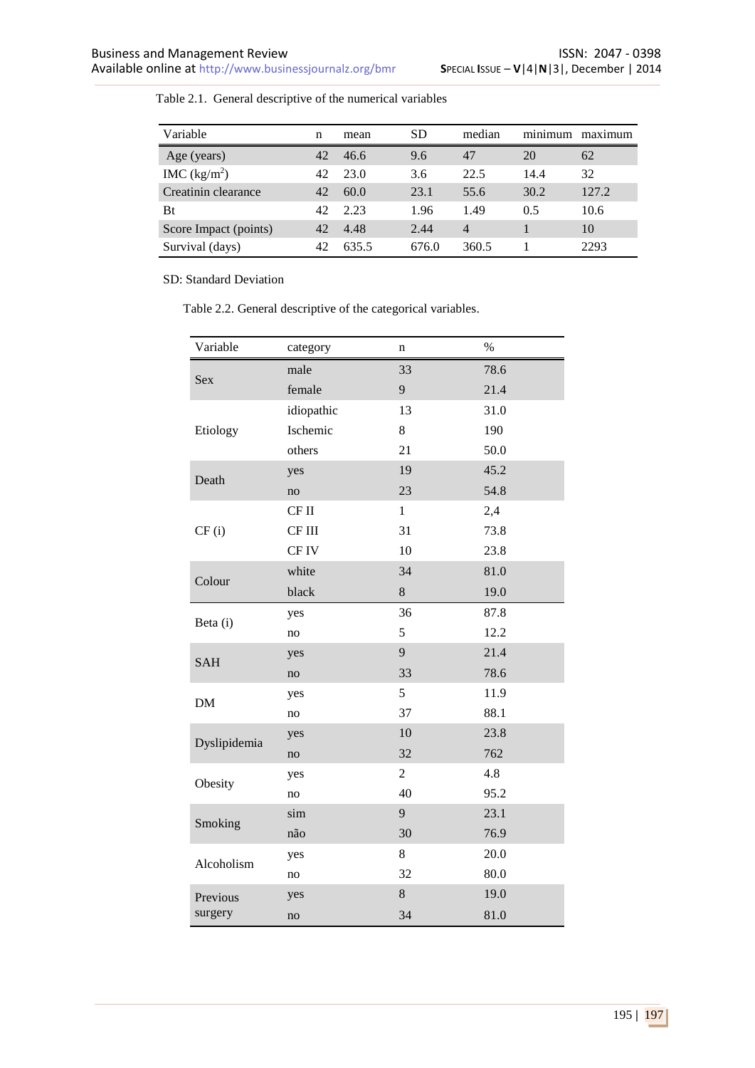Table 2.1. General descriptive of the numerical variables

| Variable | n | mean | SD | median | minimum | maximum |
|---|---|---|---|---|---|---|
| Age (years) | 42 | 46.6 | 9.6 | 47 | 20 | 62 |
| IMC ($kg/m^2$) | 42 | 23.0 | 3.6 | 22.5 | 14.4 | 32 |
| Creatinin clearance | 42 | 60.0 | 23.1 | 55.6 | 30.2 | 127.2 |
| Bt | 42 | 2.23 | 1.96 | 1.49 | 0.5 | 10.6 |
| Score Impact (points) | 42 | 4.48 | 2.44 | 4 | 1 | 10 |
| Survival (days) | 42 | 635.5 | 676.0 | 360.5 | 1 | 2293 |

SD: Standard Deviation

Table 2.2. General descriptive of the categorical variables.

| Variable | category | n | % |
|---|---|---|---|
| Sex | male | 33 | 78.6 |
| | female | 9 | 21.4 |
| Etiology | idiopathic | 13 | 31.0 |
| | Ischemic | 8 | 190 |
| | others | 21 | 50.0 |
| Death | yes | 19 | 45.2 |
| | no | 23 | 54.8 |
| CF (i) | CF II | 1 | 2,4 |
| | CF III | 31 | 73.8 |
| | CF IV | 10 | 23.8 |
| Colour | white | 34 | 81.0 |
| | black | 8 | 19.0 |
| Beta (i) | yes | 36 | 87.8 |
| | no | 5 | 12.2 |
| SAH | yes | 9 | 21.4 |
| | no | 33 | 78.6 |
| DM | yes | 5 | 11.9 |
| | no | 37 | 88.1 |
| Dyslipidemia | yes | 10 | 23.8 |
| | no | 32 | 762 |
| Obesity | yes | 2 | 4.8 |
| | no | 40 | 95.2 |
| Smoking | sim | 9 | 23.1 |
| | não | 30 | 76.9 |
| Alcoholism | yes | 8 | 20.0 |
| | no | 32 | 80.0 |
| Previous surgery | yes | 8 | 19.0 |
| | no | 34 | 81.0 |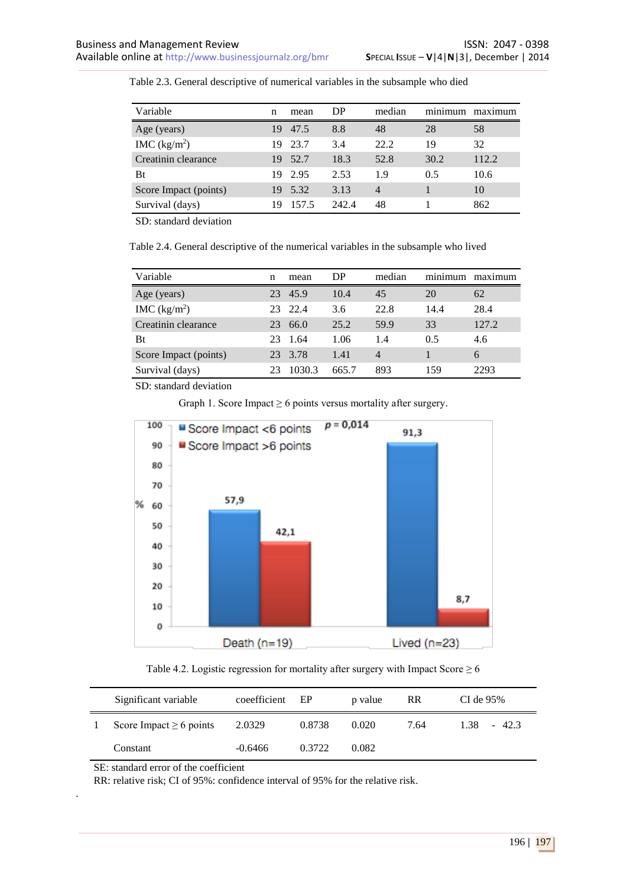Table 2.3. General descriptive of numerical variables in the subsample who died

| Variable | n | mean | DP | median | minimum | maximum |
|---|---|---|---|---|---|---|
| Age (years) | 19 | 47.5 | 8.8 | 48 | 28 | 58 |
| IMC (kg/m$^2$) | 19 | 23.7 | 3.4 | 22.2 | 19 | 32 |
| Creatinin clearance | 19 | 52.7 | 18.3 | 52.8 | 30.2 | 112.2 |
| Bt | 19 | 2.95 | 2.53 | 1.9 | 0.5 | 10.6 |
| Score Impact (points) | 19 | 5.32 | 3.13 | 4 | 1 | 10 |
| Survival (days) | 19 | 157.5 | 242.4 | 48 | 1 | 862 |

SD: standard deviation

Table 2.4. General descriptive of the numerical variables in the subsample who lived

| Variable | n | mean | DP | median | minimum | maximum |
|---|---|---|---|---|---|---|
| Age (years) | 23 | 45.9 | 10.4 | 45 | 20 | 62 |
| IMC (kg/m$^2$) | 23 | 22.4 | 3.6 | 22.8 | 14.4 | 28.4 |
| Creatinin clearance | 23 | 66.0 | 25.2 | 59.9 | 33 | 127.2 |
| Bt | 23 | 1.64 | 1.06 | 1.4 | 0.5 | 4.6 |
| Score Impact (points) | 23 | 3.78 | 1.41 | 4 | 1 | 6 |
| Survival (days) | 23 | 1030.3 | 665.7 | 893 | 159 | 2293 |

SD: standard deviation

Graph 1. Score Impact ≥ 6 points versus mortality after surgery.

| % | Score Impact <6 points | Score Impact >6 points |
|---|---|---|
| Death (n=19) | 57,9 | 42,1 |
| Lived (n=23) | 91,3 | 8,7 |

$p = 0{,}014$

Table 4.2. Logistic regression for mortality after surgery with Impact Score ≥ 6

| | Significant variable | coeefficient | EP | p value | RR | CI de 95% |
|---|---|---|---|---|---|---|
| 1 | Score Impact ≥ 6 points | 2.0329 | 0.8738 | 0.020 | 7.64 | 1.38 - 42.3 |
| | Constant | -0.6466 | 0.3722 | 0.082 | | |

SE: standard error of the coefficient
RR: relative risk; CI of 95%: confidence interval of 95% for the relative risk.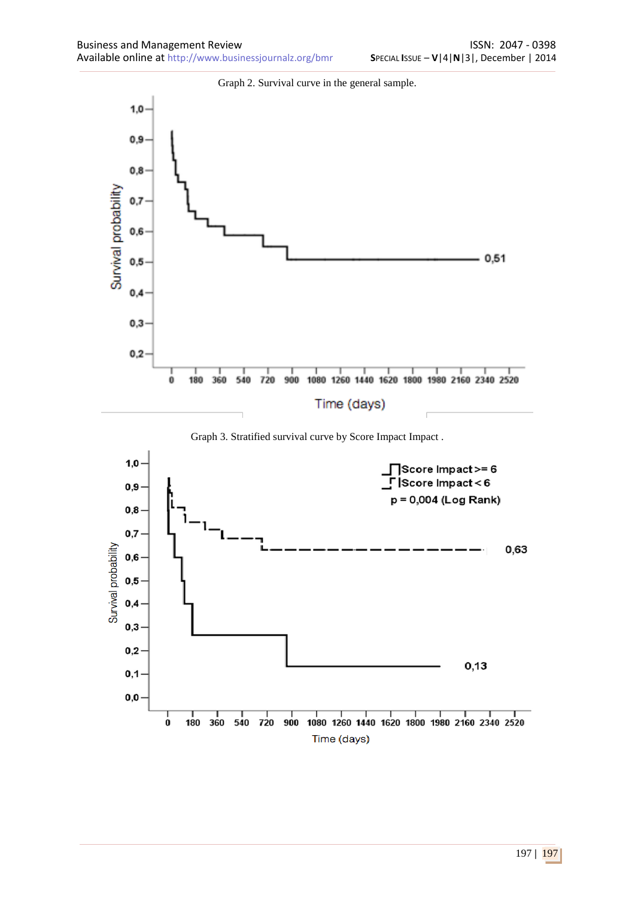Graph 2. Survival curve in the general sample.

1,0
0,9
0,8
0,7
0,6
0,5
0,4
0,3
0,2

Survival probability

0,51

0 180 360 540 720 900 1080 1260 1440 1620 1800 1980 2160 2340 2520

Time (days)

Graph 3. Stratified survival curve by Score Impact Impact .

Score Impact >= 6
Score Impact < 6
p = 0,004 (Log Rank)

1,0
0,9
0,8
0,7
0,6
0,5
0,4
0,3
0,2
0,1
0,0

Survival probability

0,63

0,13

0 180 360 540 720 900 1080 1260 1440 1620 1800 1980 2160 2340 2520

Time (days)